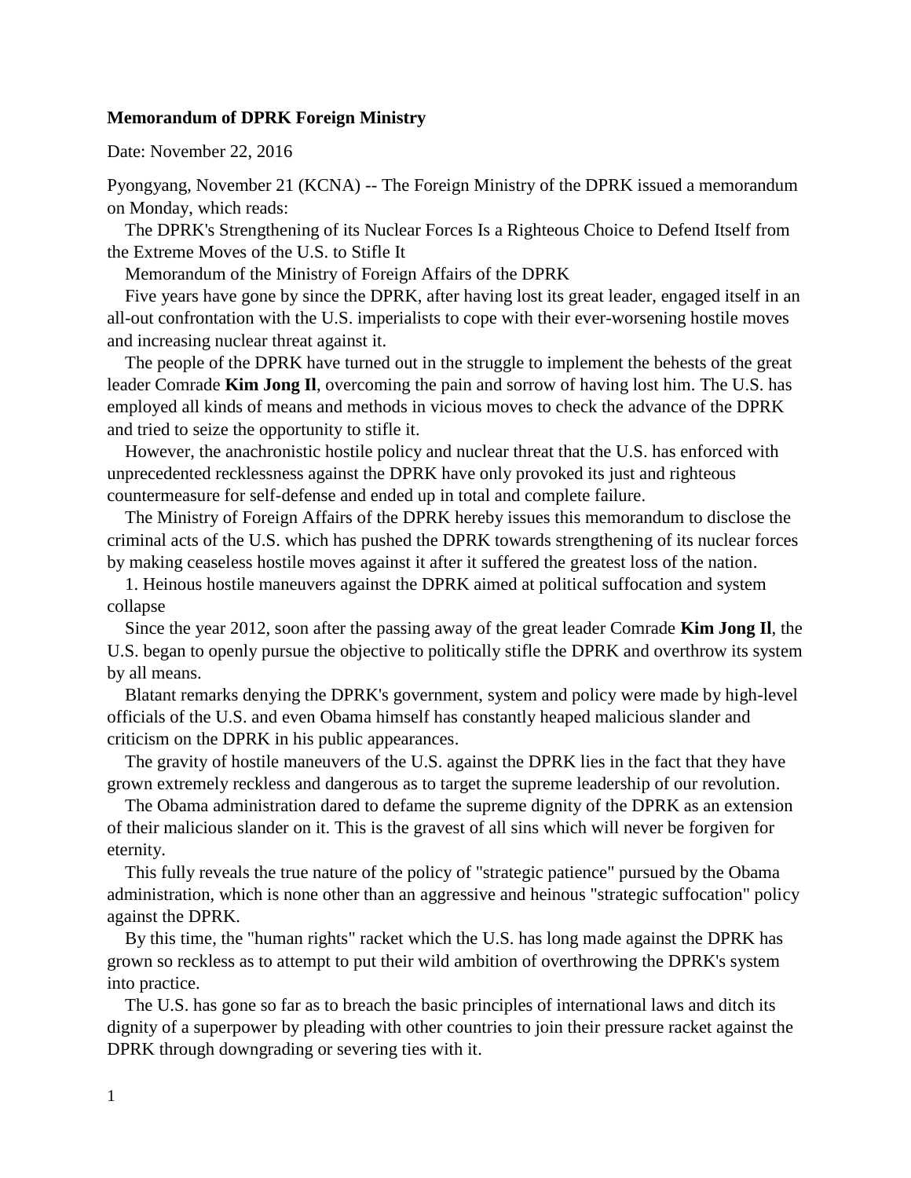**Memorandum of DPRK Foreign Ministry**

Date: November 22, 2016

Pyongyang, November 21 (KCNA) -- The Foreign Ministry of the DPRK issued a memorandum on Monday, which reads:

The DPRK's Strengthening of its Nuclear Forces Is a Righteous Choice to Defend Itself from the Extreme Moves of the U.S. to Stifle It

Memorandum of the Ministry of Foreign Affairs of the DPRK

Five years have gone by since the DPRK, after having lost its great leader, engaged itself in an all-out confrontation with the U.S. imperialists to cope with their ever-worsening hostile moves and increasing nuclear threat against it.

The people of the DPRK have turned out in the struggle to implement the behests of the great leader Comrade **Kim Jong Il**, overcoming the pain and sorrow of having lost him. The U.S. has employed all kinds of means and methods in vicious moves to check the advance of the DPRK and tried to seize the opportunity to stifle it.

However, the anachronistic hostile policy and nuclear threat that the U.S. has enforced with unprecedented recklessness against the DPRK have only provoked its just and righteous countermeasure for self-defense and ended up in total and complete failure.

The Ministry of Foreign Affairs of the DPRK hereby issues this memorandum to disclose the criminal acts of the U.S. which has pushed the DPRK towards strengthening of its nuclear forces by making ceaseless hostile moves against it after it suffered the greatest loss of the nation.

1. Heinous hostile maneuvers against the DPRK aimed at political suffocation and system collapse

Since the year 2012, soon after the passing away of the great leader Comrade **Kim Jong Il**, the U.S. began to openly pursue the objective to politically stifle the DPRK and overthrow its system by all means.

Blatant remarks denying the DPRK's government, system and policy were made by high-level officials of the U.S. and even Obama himself has constantly heaped malicious slander and criticism on the DPRK in his public appearances.

The gravity of hostile maneuvers of the U.S. against the DPRK lies in the fact that they have grown extremely reckless and dangerous as to target the supreme leadership of our revolution.

The Obama administration dared to defame the supreme dignity of the DPRK as an extension of their malicious slander on it. This is the gravest of all sins which will never be forgiven for eternity.

This fully reveals the true nature of the policy of "strategic patience" pursued by the Obama administration, which is none other than an aggressive and heinous "strategic suffocation" policy against the DPRK.

By this time, the "human rights" racket which the U.S. has long made against the DPRK has grown so reckless as to attempt to put their wild ambition of overthrowing the DPRK's system into practice.

The U.S. has gone so far as to breach the basic principles of international laws and ditch its dignity of a superpower by pleading with other countries to join their pressure racket against the DPRK through downgrading or severing ties with it.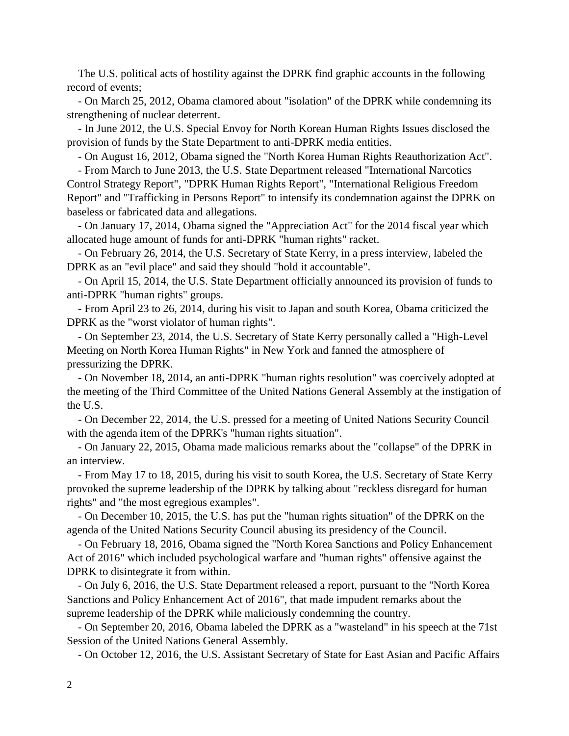The U.S. political acts of hostility against the DPRK find graphic accounts in the following record of events;

- On March 25, 2012, Obama clamored about "isolation" of the DPRK while condemning its strengthening of nuclear deterrent.
- In June 2012, the U.S. Special Envoy for North Korean Human Rights Issues disclosed the provision of funds by the State Department to anti-DPRK media entities.
- On August 16, 2012, Obama signed the "North Korea Human Rights Reauthorization Act".
- From March to June 2013, the U.S. State Department released "International Narcotics Control Strategy Report", "DPRK Human Rights Report", "International Religious Freedom Report" and "Trafficking in Persons Report" to intensify its condemnation against the DPRK on baseless or fabricated data and allegations.
- On January 17, 2014, Obama signed the "Appreciation Act" for the 2014 fiscal year which allocated huge amount of funds for anti-DPRK "human rights" racket.
- On February 26, 2014, the U.S. Secretary of State Kerry, in a press interview, labeled the DPRK as an "evil place" and said they should "hold it accountable".
- On April 15, 2014, the U.S. State Department officially announced its provision of funds to anti-DPRK "human rights" groups.
- From April 23 to 26, 2014, during his visit to Japan and south Korea, Obama criticized the DPRK as the "worst violator of human rights".
- On September 23, 2014, the U.S. Secretary of State Kerry personally called a "High-Level Meeting on North Korea Human Rights" in New York and fanned the atmosphere of pressurizing the DPRK.
- On November 18, 2014, an anti-DPRK "human rights resolution" was coercively adopted at the meeting of the Third Committee of the United Nations General Assembly at the instigation of the U.S.
- On December 22, 2014, the U.S. pressed for a meeting of United Nations Security Council with the agenda item of the DPRK's "human rights situation".
- On January 22, 2015, Obama made malicious remarks about the "collapse" of the DPRK in an interview.
- From May 17 to 18, 2015, during his visit to south Korea, the U.S. Secretary of State Kerry provoked the supreme leadership of the DPRK by talking about "reckless disregard for human rights" and "the most egregious examples".
- On December 10, 2015, the U.S. has put the "human rights situation" of the DPRK on the agenda of the United Nations Security Council abusing its presidency of the Council.
- On February 18, 2016, Obama signed the "North Korea Sanctions and Policy Enhancement Act of 2016" which included psychological warfare and "human rights" offensive against the DPRK to disintegrate it from within.
- On July 6, 2016, the U.S. State Department released a report, pursuant to the "North Korea Sanctions and Policy Enhancement Act of 2016", that made impudent remarks about the supreme leadership of the DPRK while maliciously condemning the country.
- On September 20, 2016, Obama labeled the DPRK as a "wasteland" in his speech at the 71st Session of the United Nations General Assembly.
- On October 12, 2016, the U.S. Assistant Secretary of State for East Asian and Pacific Affairs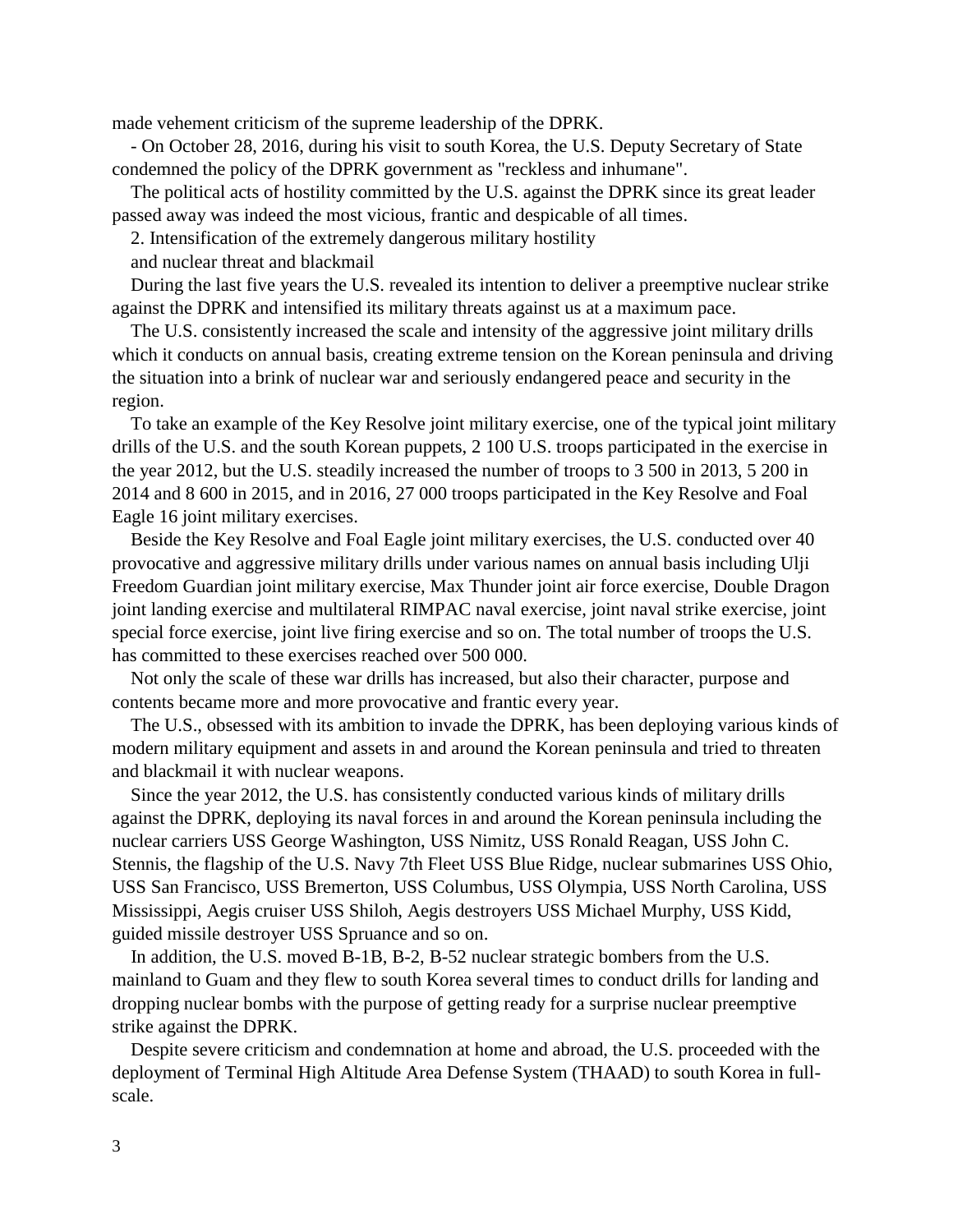made vehement criticism of the supreme leadership of the DPRK.

- On October 28, 2016, during his visit to south Korea, the U.S. Deputy Secretary of State condemned the policy of the DPRK government as "reckless and inhumane".

The political acts of hostility committed by the U.S. against the DPRK since its great leader passed away was indeed the most vicious, frantic and despicable of all times.

## 2. Intensification of the extremely dangerous military hostility and nuclear threat and blackmail

During the last five years the U.S. revealed its intention to deliver a preemptive nuclear strike against the DPRK and intensified its military threats against us at a maximum pace.

The U.S. consistently increased the scale and intensity of the aggressive joint military drills which it conducts on annual basis, creating extreme tension on the Korean peninsula and driving the situation into a brink of nuclear war and seriously endangered peace and security in the region.

To take an example of the Key Resolve joint military exercise, one of the typical joint military drills of the U.S. and the south Korean puppets, 2 100 U.S. troops participated in the exercise in the year 2012, but the U.S. steadily increased the number of troops to 3 500 in 2013, 5 200 in 2014 and 8 600 in 2015, and in 2016, 27 000 troops participated in the Key Resolve and Foal Eagle 16 joint military exercises.

Beside the Key Resolve and Foal Eagle joint military exercises, the U.S. conducted over 40 provocative and aggressive military drills under various names on annual basis including Ulji Freedom Guardian joint military exercise, Max Thunder joint air force exercise, Double Dragon joint landing exercise and multilateral RIMPAC naval exercise, joint naval strike exercise, joint special force exercise, joint live firing exercise and so on. The total number of troops the U.S. has committed to these exercises reached over 500 000.

Not only the scale of these war drills has increased, but also their character, purpose and contents became more and more provocative and frantic every year.

The U.S., obsessed with its ambition to invade the DPRK, has been deploying various kinds of modern military equipment and assets in and around the Korean peninsula and tried to threaten and blackmail it with nuclear weapons.

Since the year 2012, the U.S. has consistently conducted various kinds of military drills against the DPRK, deploying its naval forces in and around the Korean peninsula including the nuclear carriers USS George Washington, USS Nimitz, USS Ronald Reagan, USS John C. Stennis, the flagship of the U.S. Navy 7th Fleet USS Blue Ridge, nuclear submarines USS Ohio, USS San Francisco, USS Bremerton, USS Columbus, USS Olympia, USS North Carolina, USS Mississippi, Aegis cruiser USS Shiloh, Aegis destroyers USS Michael Murphy, USS Kidd, guided missile destroyer USS Spruance and so on.

In addition, the U.S. moved B-1B, B-2, B-52 nuclear strategic bombers from the U.S. mainland to Guam and they flew to south Korea several times to conduct drills for landing and dropping nuclear bombs with the purpose of getting ready for a surprise nuclear preemptive strike against the DPRK.

Despite severe criticism and condemnation at home and abroad, the U.S. proceeded with the deployment of Terminal High Altitude Area Defense System (THAAD) to south Korea in full-scale.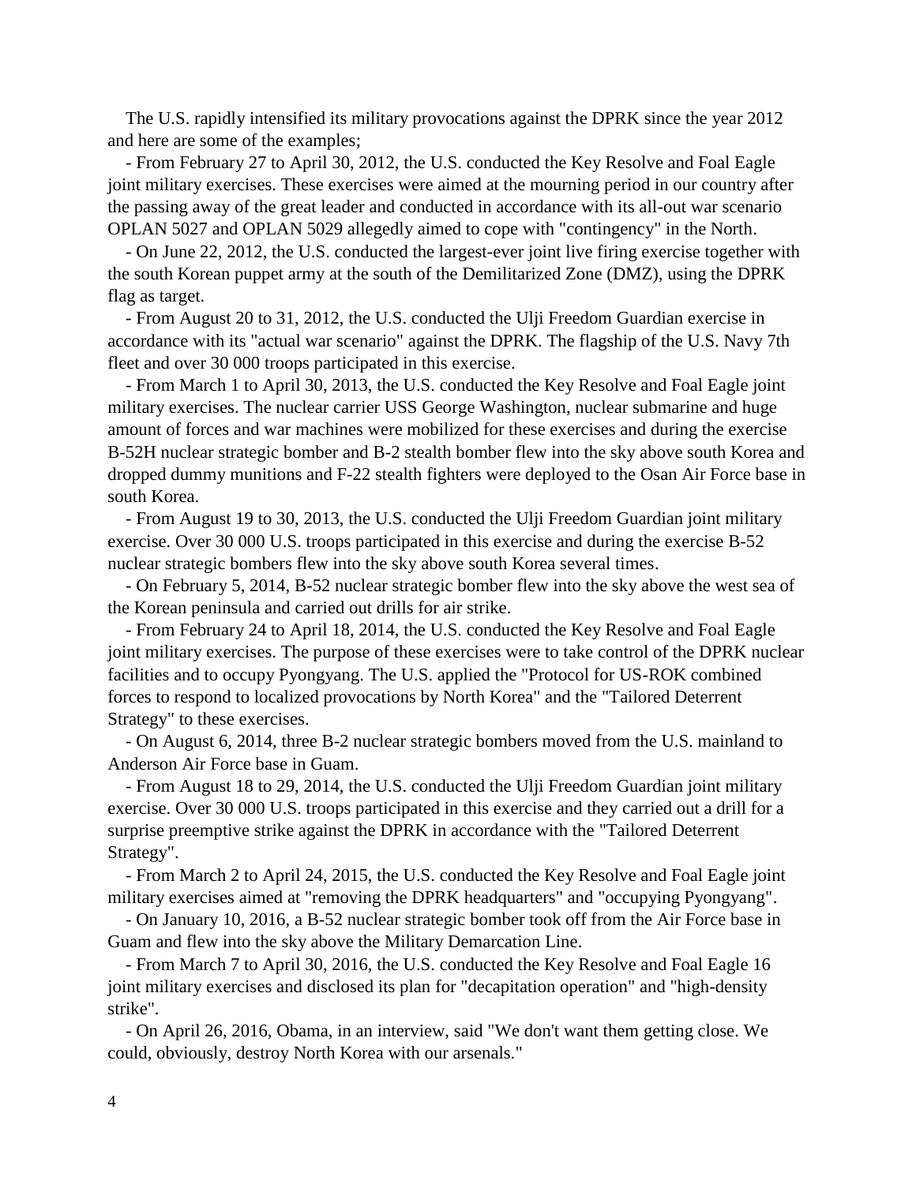The U.S. rapidly intensified its military provocations against the DPRK since the year 2012 and here are some of the examples;

- From February 27 to April 30, 2012, the U.S. conducted the Key Resolve and Foal Eagle joint military exercises. These exercises were aimed at the mourning period in our country after the passing away of the great leader and conducted in accordance with its all-out war scenario OPLAN 5027 and OPLAN 5029 allegedly aimed to cope with "contingency" in the North.
- On June 22, 2012, the U.S. conducted the largest-ever joint live firing exercise together with the south Korean puppet army at the south of the Demilitarized Zone (DMZ), using the DPRK flag as target.
- From August 20 to 31, 2012, the U.S. conducted the Ulji Freedom Guardian exercise in accordance with its "actual war scenario" against the DPRK. The flagship of the U.S. Navy 7th fleet and over 30 000 troops participated in this exercise.
- From March 1 to April 30, 2013, the U.S. conducted the Key Resolve and Foal Eagle joint military exercises. The nuclear carrier USS George Washington, nuclear submarine and huge amount of forces and war machines were mobilized for these exercises and during the exercise B-52H nuclear strategic bomber and B-2 stealth bomber flew into the sky above south Korea and dropped dummy munitions and F-22 stealth fighters were deployed to the Osan Air Force base in south Korea.
- From August 19 to 30, 2013, the U.S. conducted the Ulji Freedom Guardian joint military exercise. Over 30 000 U.S. troops participated in this exercise and during the exercise B-52 nuclear strategic bombers flew into the sky above south Korea several times.
- On February 5, 2014, B-52 nuclear strategic bomber flew into the sky above the west sea of the Korean peninsula and carried out drills for air strike.
- From February 24 to April 18, 2014, the U.S. conducted the Key Resolve and Foal Eagle joint military exercises. The purpose of these exercises were to take control of the DPRK nuclear facilities and to occupy Pyongyang. The U.S. applied the "Protocol for US-ROK combined forces to respond to localized provocations by North Korea" and the "Tailored Deterrent Strategy" to these exercises.
- On August 6, 2014, three B-2 nuclear strategic bombers moved from the U.S. mainland to Anderson Air Force base in Guam.
- From August 18 to 29, 2014, the U.S. conducted the Ulji Freedom Guardian joint military exercise. Over 30 000 U.S. troops participated in this exercise and they carried out a drill for a surprise preemptive strike against the DPRK in accordance with the "Tailored Deterrent Strategy".
- From March 2 to April 24, 2015, the U.S. conducted the Key Resolve and Foal Eagle joint military exercises aimed at "removing the DPRK headquarters" and "occupying Pyongyang".
- On January 10, 2016, a B-52 nuclear strategic bomber took off from the Air Force base in Guam and flew into the sky above the Military Demarcation Line.
- From March 7 to April 30, 2016, the U.S. conducted the Key Resolve and Foal Eagle 16 joint military exercises and disclosed its plan for "decapitation operation" and "high-density strike".
- On April 26, 2016, Obama, in an interview, said "We don't want them getting close. We could, obviously, destroy North Korea with our arsenals."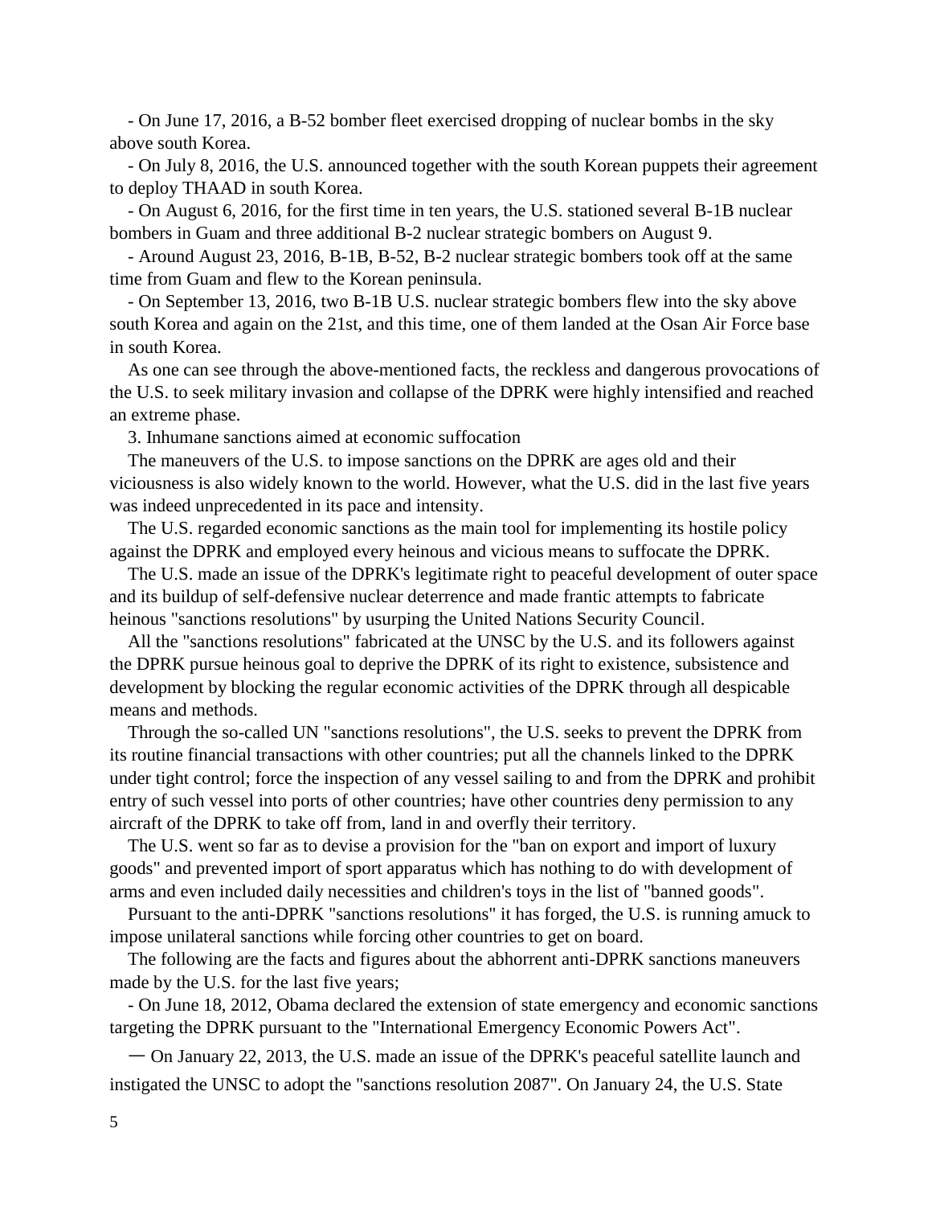- On June 17, 2016, a B-52 bomber fleet exercised dropping of nuclear bombs in the sky above south Korea.

- On July 8, 2016, the U.S. announced together with the south Korean puppets their agreement to deploy THAAD in south Korea.

- On August 6, 2016, for the first time in ten years, the U.S. stationed several B-1B nuclear bombers in Guam and three additional B-2 nuclear strategic bombers on August 9.

- Around August 23, 2016, B-1B, B-52, B-2 nuclear strategic bombers took off at the same time from Guam and flew to the Korean peninsula.

- On September 13, 2016, two B-1B U.S. nuclear strategic bombers flew into the sky above south Korea and again on the 21st, and this time, one of them landed at the Osan Air Force base in south Korea.

As one can see through the above-mentioned facts, the reckless and dangerous provocations of the U.S. to seek military invasion and collapse of the DPRK were highly intensified and reached an extreme phase.

3. Inhumane sanctions aimed at economic suffocation

The maneuvers of the U.S. to impose sanctions on the DPRK are ages old and their viciousness is also widely known to the world. However, what the U.S. did in the last five years was indeed unprecedented in its pace and intensity.

The U.S. regarded economic sanctions as the main tool for implementing its hostile policy against the DPRK and employed every heinous and vicious means to suffocate the DPRK.

The U.S. made an issue of the DPRK's legitimate right to peaceful development of outer space and its buildup of self-defensive nuclear deterrence and made frantic attempts to fabricate heinous "sanctions resolutions" by usurping the United Nations Security Council.

All the "sanctions resolutions" fabricated at the UNSC by the U.S. and its followers against the DPRK pursue heinous goal to deprive the DPRK of its right to existence, subsistence and development by blocking the regular economic activities of the DPRK through all despicable means and methods.

Through the so-called UN "sanctions resolutions", the U.S. seeks to prevent the DPRK from its routine financial transactions with other countries; put all the channels linked to the DPRK under tight control; force the inspection of any vessel sailing to and from the DPRK and prohibit entry of such vessel into ports of other countries; have other countries deny permission to any aircraft of the DPRK to take off from, land in and overfly their territory.

The U.S. went so far as to devise a provision for the "ban on export and import of luxury goods" and prevented import of sport apparatus which has nothing to do with development of arms and even included daily necessities and children's toys in the list of "banned goods".

Pursuant to the anti-DPRK "sanctions resolutions" it has forged, the U.S. is running amuck to impose unilateral sanctions while forcing other countries to get on board.

The following are the facts and figures about the abhorrent anti-DPRK sanctions maneuvers made by the U.S. for the last five years;

- On June 18, 2012, Obama declared the extension of state emergency and economic sanctions targeting the DPRK pursuant to the "International Emergency Economic Powers Act".

— On January 22, 2013, the U.S. made an issue of the DPRK's peaceful satellite launch and instigated the UNSC to adopt the "sanctions resolution 2087". On January 24, the U.S. State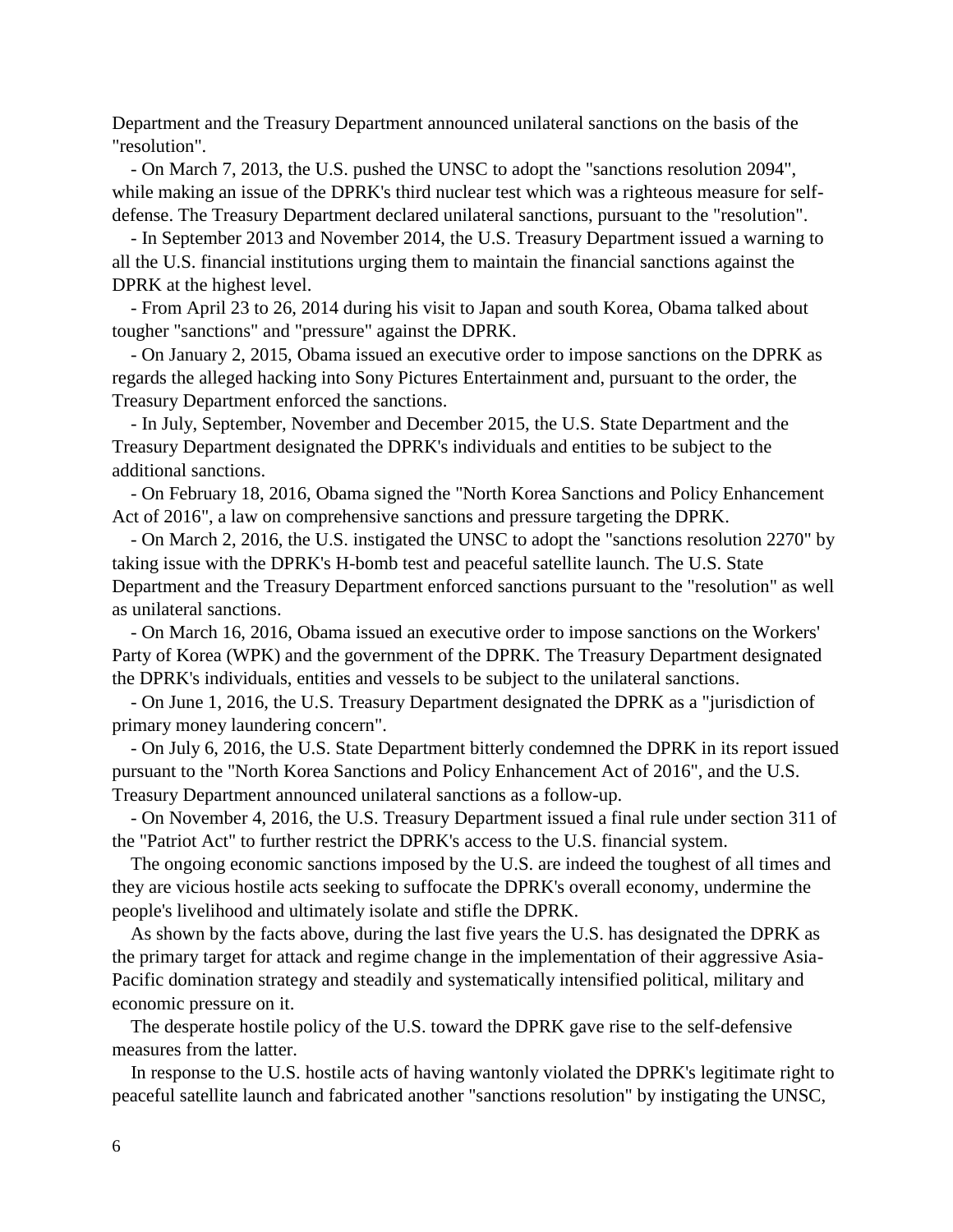Department and the Treasury Department announced unilateral sanctions on the basis of the "resolution".

- On March 7, 2013, the U.S. pushed the UNSC to adopt the "sanctions resolution 2094", while making an issue of the DPRK's third nuclear test which was a righteous measure for self-defense. The Treasury Department declared unilateral sanctions, pursuant to the "resolution".
- In September 2013 and November 2014, the U.S. Treasury Department issued a warning to all the U.S. financial institutions urging them to maintain the financial sanctions against the DPRK at the highest level.
- From April 23 to 26, 2014 during his visit to Japan and south Korea, Obama talked about tougher "sanctions" and "pressure" against the DPRK.
- On January 2, 2015, Obama issued an executive order to impose sanctions on the DPRK as regards the alleged hacking into Sony Pictures Entertainment and, pursuant to the order, the Treasury Department enforced the sanctions.
- In July, September, November and December 2015, the U.S. State Department and the Treasury Department designated the DPRK's individuals and entities to be subject to the additional sanctions.
- On February 18, 2016, Obama signed the "North Korea Sanctions and Policy Enhancement Act of 2016", a law on comprehensive sanctions and pressure targeting the DPRK.
- On March 2, 2016, the U.S. instigated the UNSC to adopt the "sanctions resolution 2270" by taking issue with the DPRK's H-bomb test and peaceful satellite launch. The U.S. State Department and the Treasury Department enforced sanctions pursuant to the "resolution" as well as unilateral sanctions.
- On March 16, 2016, Obama issued an executive order to impose sanctions on the Workers' Party of Korea (WPK) and the government of the DPRK. The Treasury Department designated the DPRK's individuals, entities and vessels to be subject to the unilateral sanctions.
- On June 1, 2016, the U.S. Treasury Department designated the DPRK as a "jurisdiction of primary money laundering concern".
- On July 6, 2016, the U.S. State Department bitterly condemned the DPRK in its report issued pursuant to the "North Korea Sanctions and Policy Enhancement Act of 2016", and the U.S. Treasury Department announced unilateral sanctions as a follow-up.
- On November 4, 2016, the U.S. Treasury Department issued a final rule under section 311 of the "Patriot Act" to further restrict the DPRK's access to the U.S. financial system.

The ongoing economic sanctions imposed by the U.S. are indeed the toughest of all times and they are vicious hostile acts seeking to suffocate the DPRK's overall economy, undermine the people's livelihood and ultimately isolate and stifle the DPRK.

As shown by the facts above, during the last five years the U.S. has designated the DPRK as the primary target for attack and regime change in the implementation of their aggressive Asia-Pacific domination strategy and steadily and systematically intensified political, military and economic pressure on it.

The desperate hostile policy of the U.S. toward the DPRK gave rise to the self-defensive measures from the latter.

In response to the U.S. hostile acts of having wantonly violated the DPRK's legitimate right to peaceful satellite launch and fabricated another "sanctions resolution" by instigating the UNSC,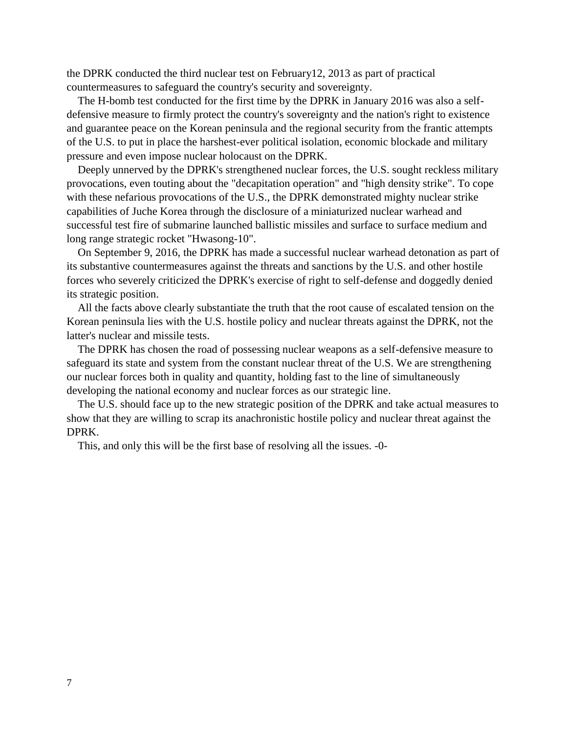the DPRK conducted the third nuclear test on February12, 2013 as part of practical countermeasures to safeguard the country's security and sovereignty.

The H-bomb test conducted for the first time by the DPRK in January 2016 was also a self-defensive measure to firmly protect the country's sovereignty and the nation's right to existence and guarantee peace on the Korean peninsula and the regional security from the frantic attempts of the U.S. to put in place the harshest-ever political isolation, economic blockade and military pressure and even impose nuclear holocaust on the DPRK.

Deeply unnerved by the DPRK's strengthened nuclear forces, the U.S. sought reckless military provocations, even touting about the "decapitation operation" and "high density strike". To cope with these nefarious provocations of the U.S., the DPRK demonstrated mighty nuclear strike capabilities of Juche Korea through the disclosure of a miniaturized nuclear warhead and successful test fire of submarine launched ballistic missiles and surface to surface medium and long range strategic rocket "Hwasong-10".

On September 9, 2016, the DPRK has made a successful nuclear warhead detonation as part of its substantive countermeasures against the threats and sanctions by the U.S. and other hostile forces who severely criticized the DPRK's exercise of right to self-defense and doggedly denied its strategic position.

All the facts above clearly substantiate the truth that the root cause of escalated tension on the Korean peninsula lies with the U.S. hostile policy and nuclear threats against the DPRK, not the latter's nuclear and missile tests.

The DPRK has chosen the road of possessing nuclear weapons as a self-defensive measure to safeguard its state and system from the constant nuclear threat of the U.S. We are strengthening our nuclear forces both in quality and quantity, holding fast to the line of simultaneously developing the national economy and nuclear forces as our strategic line.

The U.S. should face up to the new strategic position of the DPRK and take actual measures to show that they are willing to scrap its anachronistic hostile policy and nuclear threat against the DPRK.

This, and only this will be the first base of resolving all the issues. -0-